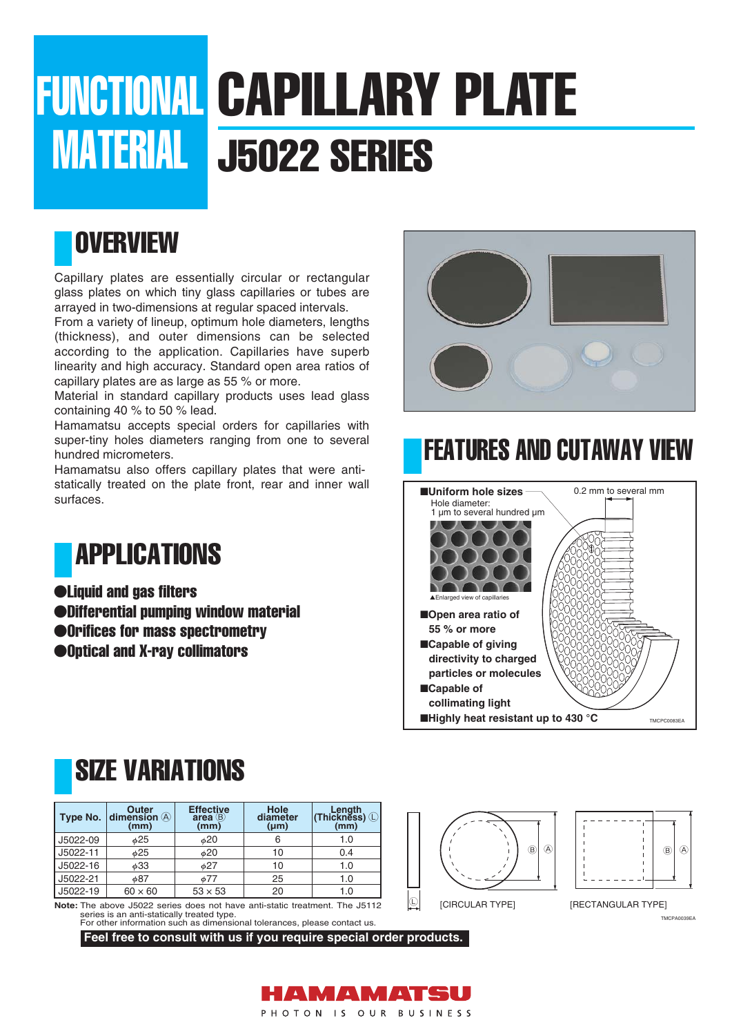# FUNCTIONAL MATERIAL CAPILLARY PLATE

## J5022 SERIES

## OVERVIEW

Capillary plates are essentially circular or rectangular glass plates on which tiny glass capillaries or tubes are arrayed in two-dimensions at regular spaced intervals.
From a variety of lineup, optimum hole diameters, lengths (thickness), and outer dimensions can be selected according to the application. Capillaries have superb linearity and high accuracy. Standard open area ratios of capillary plates are as large as 55 % or more.
Material in standard capillary products uses lead glass containing 40 % to 50 % lead.
Hamamatsu accepts special orders for capillaries with super-tiny holes diameters ranging from one to several hundred micrometers.
Hamamatsu also offers capillary plates that were anti-statically treated on the plate front, rear and inner wall surfaces.

## APPLICATIONS

- Liquid and gas filters
- Differential pumping window material
- Orifices for mass spectrometry
- Optical and X-ray collimators

## FEATURES AND CUTAWAY VIEW

- **Uniform hole sizes**
  Hole diameter:
  1 µm to several hundred µm

0.2 mm to several mm

▲Enlarged view of capillaries

- **Open area ratio of 55 % or more**
- **Capable of giving directivity to charged particles or molecules**
- **Capable of collimating light**
- **Highly heat resistant up to 430 °C**

TMCPC0083EA

## SIZE VARIATIONS

| Type No. | Outer dimension Ⓐ (mm) | Effective area Ⓑ (mm) | Hole diameter (µm) | Length (Thickness) Ⓛ (mm) |
|---|---|---|---|---|
| J5022-09 | ϕ25 | ϕ20 | 6 | 1.0 |
| J5022-11 | ϕ25 | ϕ20 | 10 | 0.4 |
| J5022-16 | ϕ33 | ϕ27 | 10 | 1.0 |
| J5022-21 | ϕ87 | ϕ77 | 25 | 1.0 |
| J5022-19 | 60 × 60 | 53 × 53 | 20 | 1.0 |

**Note:** The above J5022 series does not have anti-static treatment. The J5112 series is an anti-statically treated type.
For other information such as dimensional tolerances, please contact us.

[CIRCULAR TYPE] [RECTANGULAR TYPE]

TMCPA0039EA

**Feel free to consult with us if you require special order products.**

HAMAMATSU
PHOTON IS OUR BUSINESS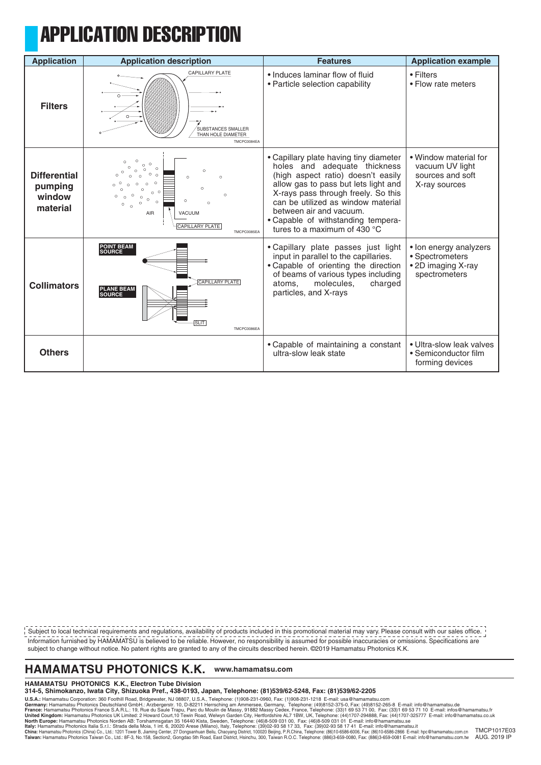# APPLICATION DESCRIPTION

| Application | Application description | Features | Application example |
|---|---|---|---|
| **Filters** | CAPILLARY PLATE<br>SUBSTANCES SMALLER THAN HOLE DIAMETER<br>TMCPC0084EA | • Induces laminar flow of fluid<br>• Particle selection capability | • Filters<br>• Flow rate meters |
| **Differential pumping window material** | AIR<br>VACUUM<br>CAPILLARY PLATE<br>TMCPC0085EA | • Capillary plate having tiny diameter holes and adequate thickness (high aspect ratio) doesn't easily allow gas to pass but lets light and X-rays pass through freely. So this can be utilized as window material between air and vacuum.<br>• Capable of withstanding temperatures to a maximum of 430 °C | • Window material for vacuum UV light sources and soft X-ray sources |
| **Collimators** | POINT BEAM SOURCE<br>CAPILLARY PLATE<br>PLANE BEAM SOURCE<br>SLIT<br>TMCPC0086EA | • Capillary plate passes just light input in parallel to the capillaries.<br>• Capable of orienting the direction of beams of various types including atoms, molecules, charged particles, and X-rays | • Ion energy analyzers<br>• Spectrometers<br>• 2D imaging X-ray spectrometers |
| **Others** | | • Capable of maintaining a constant ultra-slow leak state | • Ultra-slow leak valves<br>• Semiconductor film forming devices |

Subject to local technical requirements and regulations, availability of products included in this promotional material may vary. Please consult with our sales office.

Information furnished by HAMAMATSU is believed to be reliable. However, no responsibility is assumed for possible inaccuracies or omissions. Specifications are subject to change without notice. No patent rights are granted to any of the circuits described herein. ©2019 Hamamatsu Photonics K.K.

## HAMAMATSU PHOTONICS K.K. www.hamamatsu.com

**HAMAMATSU PHOTONICS K.K., Electron Tube Division**
**314-5, Shimokanzo, Iwata City, Shizuoka Pref., 438-0193, Japan, Telephone: (81)539/62-5248, Fax: (81)539/62-2205**

**U.S.A.:** Hamamatsu Corporation: 360 Foothill Road, Bridgewater, NJ 08807, U.S.A., Telephone: (1)908-231-0960, Fax: (1)908-231-1218 E-mail: usa@hamamatsu.com
**Germany:** Hamamatsu Photonics Deutschland GmbH.: Arzbergerstr. 10, D-82211 Herrsching am Ammersee, Germany, Telephone: (49)8152-375-0, Fax: (49)8152-265-8 E-mail: info@hamamatsu.de
**France:** Hamamatsu Photonics France S.A.R.L.: 19, Rue du Saule Trapu, Parc du Moulin de Massy, 91882 Massy Cedex, France, Telephone: (33)1 69 53 71 00, Fax: (33)1 69 53 71 10 E-mail: infos@hamamatsu.fr
**United Kingdom:** Hamamatsu Photonics UK Limited: 2 Howard Court,10 Tewin Road, Welwyn Garden City, Hertfordshire AL7 1BW, UK, Telephone: (44)1707-294888, Fax: (44)1707-325777 E-mail: info@hamamatsu.co.uk
**North Europe:** Hamamatsu Photonics Norden AB: Torshamnsgatan 35 16440 Kista, Sweden, Telephone: (46)8-509 031 00, Fax: (46)8-509 031 01 E-mail: info@hamamatsu.se
**Italy:** Hamamatsu Photonics Italia S.r.l.: Strada della Moia, 1 int. 6, 20020 Arese (Milano), Italy, Telephone: (39)02-93 58 17 33, Fax: (39)02-93 58 17 41 E-mail: info@hamamatsu.it
**China:** Hamamatsu Photonics (China) Co., Ltd.: 1201 Tower B, Jiaming Center, 27 Dongsanhuan Beilu, Chaoyang District, 100020 Beijing, P.R.China, Telephone: (86)10-6586-6006, Fax: (86)10-6586-2866 E-mail: hpc@hamamatsu.com.cn
**Taiwan:** Hamamatsu Photonics Taiwan Co., Ltd.: 8F-3, No.158, Section2, Gongdao 5th Road, East District, Hsinchu, 300, Taiwan R.O.C. Telephone: (886)3-659-0080, Fax: (886)3-659-0081 E-mail: info@hamamatsu.com.tw

TMCP1017E03
AUG. 2019 IP